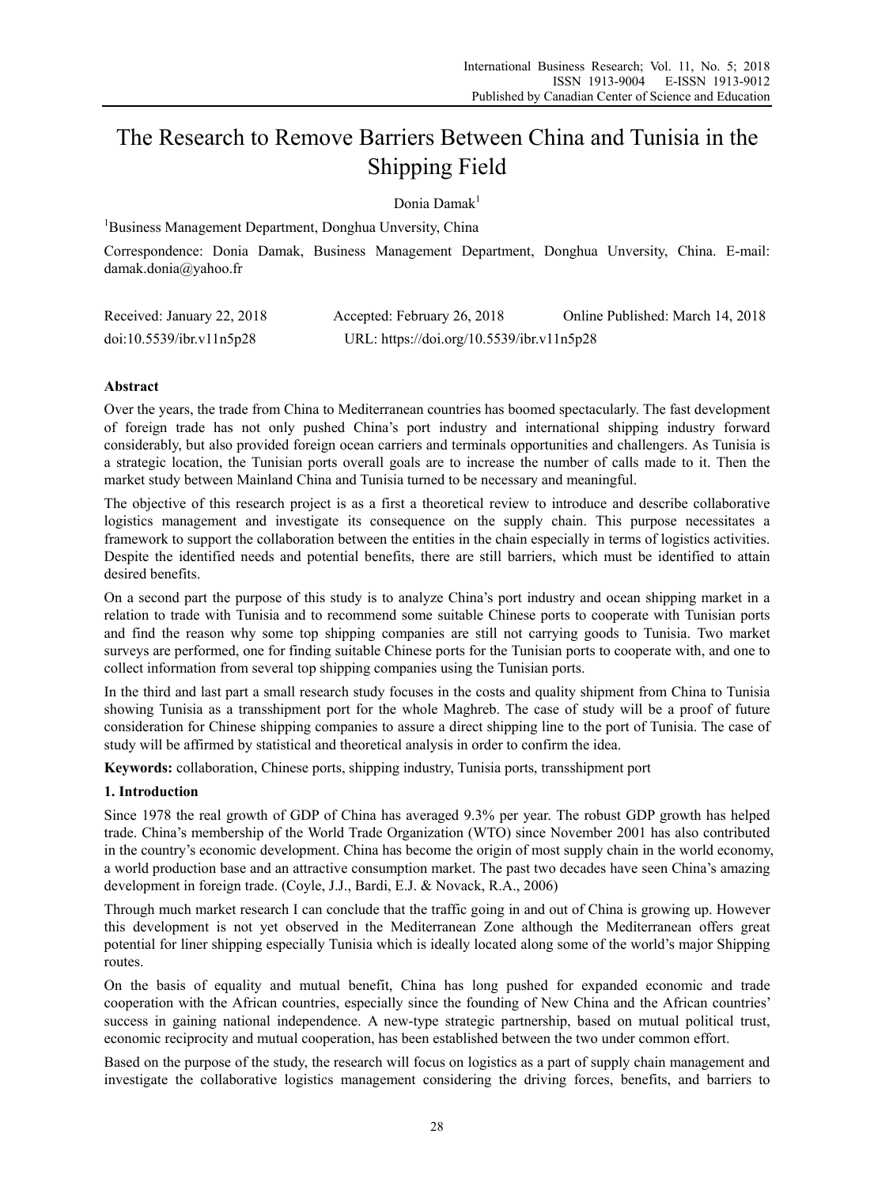# The Research to Remove Barriers Between China and Tunisia in the Shipping Field

Donia Damak[1]

[1]Business Management Department, Donghua Unversity, China

Correspondence: Donia Damak, Business Management Department, Donghua Unversity, China. E-mail: damak.donia@yahoo.fr

Received: January 22, 2018 Accepted: February 26, 2018 Online Published: March 14, 2018

doi:10.5539/ibr.v11n5p28 URL: https://doi.org/10.5539/ibr.v11n5p28

## Abstract

Over the years, the trade from China to Mediterranean countries has boomed spectacularly. The fast development of foreign trade has not only pushed China's port industry and international shipping industry forward considerably, but also provided foreign ocean carriers and terminals opportunities and challengers. As Tunisia is a strategic location, the Tunisian ports overall goals are to increase the number of calls made to it. Then the market study between Mainland China and Tunisia turned to be necessary and meaningful.

The objective of this research project is as a first a theoretical review to introduce and describe collaborative logistics management and investigate its consequence on the supply chain. This purpose necessitates a framework to support the collaboration between the entities in the chain especially in terms of logistics activities. Despite the identified needs and potential benefits, there are still barriers, which must be identified to attain desired benefits.

On a second part the purpose of this study is to analyze China's port industry and ocean shipping market in a relation to trade with Tunisia and to recommend some suitable Chinese ports to cooperate with Tunisian ports and find the reason why some top shipping companies are still not carrying goods to Tunisia. Two market surveys are performed, one for finding suitable Chinese ports for the Tunisian ports to cooperate with, and one to collect information from several top shipping companies using the Tunisian ports.

In the third and last part a small research study focuses in the costs and quality shipment from China to Tunisia showing Tunisia as a transshipment port for the whole Maghreb. The case of study will be a proof of future consideration for Chinese shipping companies to assure a direct shipping line to the port of Tunisia. The case of study will be affirmed by statistical and theoretical analysis in order to confirm the idea.

**Keywords:** collaboration, Chinese ports, shipping industry, Tunisia ports, transshipment port

## 1. Introduction

Since 1978 the real growth of GDP of China has averaged 9.3% per year. The robust GDP growth has helped trade. China's membership of the World Trade Organization (WTO) since November 2001 has also contributed in the country's economic development. China has become the origin of most supply chain in the world economy, a world production base and an attractive consumption market. The past two decades have seen China's amazing development in foreign trade. (Coyle, J.J., Bardi, E.J. & Novack, R.A., 2006)

Through much market research I can conclude that the traffic going in and out of China is growing up. However this development is not yet observed in the Mediterranean Zone although the Mediterranean offers great potential for liner shipping especially Tunisia which is ideally located along some of the world's major Shipping routes.

On the basis of equality and mutual benefit, China has long pushed for expanded economic and trade cooperation with the African countries, especially since the founding of New China and the African countries' success in gaining national independence. A new-type strategic partnership, based on mutual political trust, economic reciprocity and mutual cooperation, has been established between the two under common effort.

Based on the purpose of the study, the research will focus on logistics as a part of supply chain management and investigate the collaborative logistics management considering the driving forces, benefits, and barriers to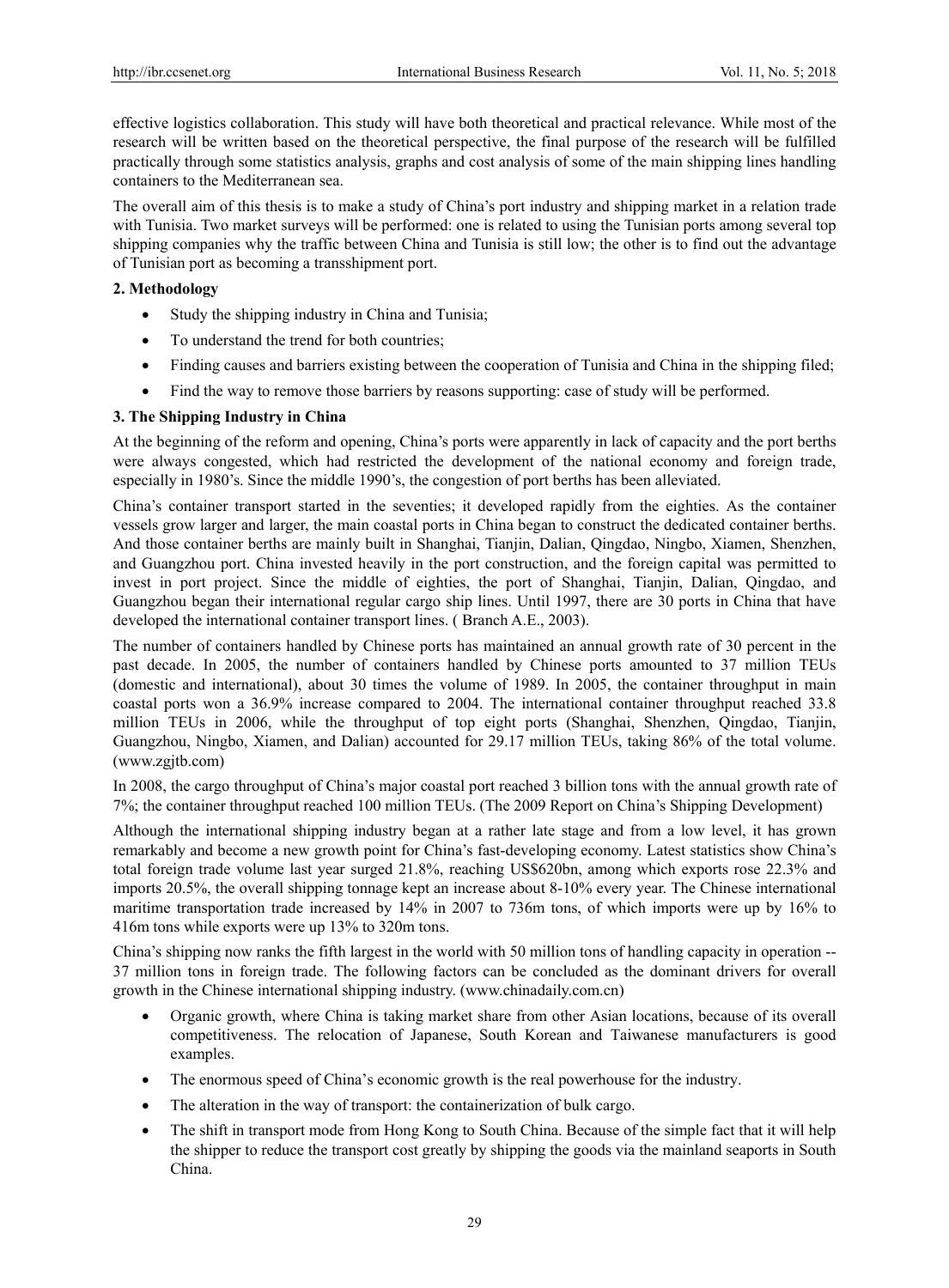effective logistics collaboration. This study will have both theoretical and practical relevance. While most of the research will be written based on the theoretical perspective, the final purpose of the research will be fulfilled practically through some statistics analysis, graphs and cost analysis of some of the main shipping lines handling containers to the Mediterranean sea.

The overall aim of this thesis is to make a study of China's port industry and shipping market in a relation trade with Tunisia. Two market surveys will be performed: one is related to using the Tunisian ports among several top shipping companies why the traffic between China and Tunisia is still low; the other is to find out the advantage of Tunisian port as becoming a transshipment port.

## 2. Methodology

- Study the shipping industry in China and Tunisia;
- To understand the trend for both countries;
- Finding causes and barriers existing between the cooperation of Tunisia and China in the shipping filed;
- Find the way to remove those barriers by reasons supporting: case of study will be performed.

## 3. The Shipping Industry in China

At the beginning of the reform and opening, China's ports were apparently in lack of capacity and the port berths were always congested, which had restricted the development of the national economy and foreign trade, especially in 1980's. Since the middle 1990's, the congestion of port berths has been alleviated.

China's container transport started in the seventies; it developed rapidly from the eighties. As the container vessels grow larger and larger, the main coastal ports in China began to construct the dedicated container berths. And those container berths are mainly built in Shanghai, Tianjin, Dalian, Qingdao, Ningbo, Xiamen, Shenzhen, and Guangzhou port. China invested heavily in the port construction, and the foreign capital was permitted to invest in port project. Since the middle of eighties, the port of Shanghai, Tianjin, Dalian, Qingdao, and Guangzhou began their international regular cargo ship lines. Until 1997, there are 30 ports in China that have developed the international container transport lines. ( Branch A.E., 2003).

The number of containers handled by Chinese ports has maintained an annual growth rate of 30 percent in the past decade. In 2005, the number of containers handled by Chinese ports amounted to 37 million TEUs (domestic and international), about 30 times the volume of 1989. In 2005, the container throughput in main coastal ports won a 36.9% increase compared to 2004. The international container throughput reached 33.8 million TEUs in 2006, while the throughput of top eight ports (Shanghai, Shenzhen, Qingdao, Tianjin, Guangzhou, Ningbo, Xiamen, and Dalian) accounted for 29.17 million TEUs, taking 86% of the total volume. (www.zgjtb.com)

In 2008, the cargo throughput of China's major coastal port reached 3 billion tons with the annual growth rate of 7%; the container throughput reached 100 million TEUs. (The 2009 Report on China's Shipping Development)

Although the international shipping industry began at a rather late stage and from a low level, it has grown remarkably and become a new growth point for China's fast-developing economy. Latest statistics show China's total foreign trade volume last year surged 21.8%, reaching US$620bn, among which exports rose 22.3% and imports 20.5%, the overall shipping tonnage kept an increase about 8-10% every year. The Chinese international maritime transportation trade increased by 14% in 2007 to 736m tons, of which imports were up by 16% to 416m tons while exports were up 13% to 320m tons.

China's shipping now ranks the fifth largest in the world with 50 million tons of handling capacity in operation -- 37 million tons in foreign trade. The following factors can be concluded as the dominant drivers for overall growth in the Chinese international shipping industry. (www.chinadaily.com.cn)

- Organic growth, where China is taking market share from other Asian locations, because of its overall competitiveness. The relocation of Japanese, South Korean and Taiwanese manufacturers is good examples.
- The enormous speed of China's economic growth is the real powerhouse for the industry.
- The alteration in the way of transport: the containerization of bulk cargo.
- The shift in transport mode from Hong Kong to South China. Because of the simple fact that it will help the shipper to reduce the transport cost greatly by shipping the goods via the mainland seaports in South China.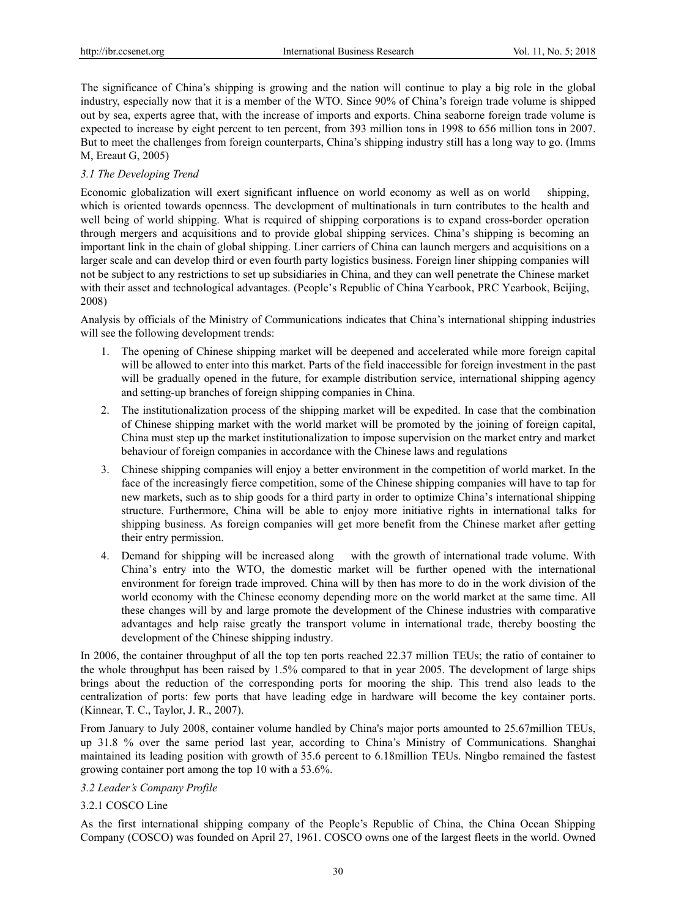The significance of China's shipping is growing and the nation will continue to play a big role in the global industry, especially now that it is a member of the WTO. Since 90% of China's foreign trade volume is shipped out by sea, experts agree that, with the increase of imports and exports. China seaborne foreign trade volume is expected to increase by eight percent to ten percent, from 393 million tons in 1998 to 656 million tons in 2007. But to meet the challenges from foreign counterparts, China's shipping industry still has a long way to go. (Imms M, Ereaut G, 2005)

### *3.1 The Developing Trend*

Economic globalization will exert significant influence on world economy as well as on world shipping, which is oriented towards openness. The development of multinationals in turn contributes to the health and well being of world shipping. What is required of shipping corporations is to expand cross-border operation through mergers and acquisitions and to provide global shipping services. China's shipping is becoming an important link in the chain of global shipping. Liner carriers of China can launch mergers and acquisitions on a larger scale and can develop third or even fourth party logistics business. Foreign liner shipping companies will not be subject to any restrictions to set up subsidiaries in China, and they can well penetrate the Chinese market with their asset and technological advantages. (People's Republic of China Yearbook, PRC Yearbook, Beijing, 2008)

Analysis by officials of the Ministry of Communications indicates that China's international shipping industries will see the following development trends:

1. The opening of Chinese shipping market will be deepened and accelerated while more foreign capital will be allowed to enter into this market. Parts of the field inaccessible for foreign investment in the past will be gradually opened in the future, for example distribution service, international shipping agency and setting-up branches of foreign shipping companies in China.
2. The institutionalization process of the shipping market will be expedited. In case that the combination of Chinese shipping market with the world market will be promoted by the joining of foreign capital, China must step up the market institutionalization to impose supervision on the market entry and market behaviour of foreign companies in accordance with the Chinese laws and regulations
3. Chinese shipping companies will enjoy a better environment in the competition of world market. In the face of the increasingly fierce competition, some of the Chinese shipping companies will have to tap for new markets, such as to ship goods for a third party in order to optimize China's international shipping structure. Furthermore, China will be able to enjoy more initiative rights in international talks for shipping business. As foreign companies will get more benefit from the Chinese market after getting their entry permission.
4. Demand for shipping will be increased along with the growth of international trade volume. With China's entry into the WTO, the domestic market will be further opened with the international environment for foreign trade improved. China will by then has more to do in the work division of the world economy with the Chinese economy depending more on the world market at the same time. All these changes will by and large promote the development of the Chinese industries with comparative advantages and help raise greatly the transport volume in international trade, thereby boosting the development of the Chinese shipping industry.

In 2006, the container throughput of all the top ten ports reached 22.37 million TEUs; the ratio of container to the whole throughput has been raised by 1.5% compared to that in year 2005. The development of large ships brings about the reduction of the corresponding ports for mooring the ship. This trend also leads to the centralization of ports: few ports that have leading edge in hardware will become the key container ports. (Kinnear, T. C., Taylor, J. R., 2007).

From January to July 2008, container volume handled by China's major ports amounted to 25.67million TEUs, up 31.8 % over the same period last year, according to China's Ministry of Communications. Shanghai maintained its leading position with growth of 35.6 percent to 6.18million TEUs. Ningbo remained the fastest growing container port among the top 10 with a 53.6%.

### *3.2 Leader's Company Profile*

#### 3.2.1 COSCO Line

As the first international shipping company of the People's Republic of China, the China Ocean Shipping Company (COSCO) was founded on April 27, 1961. COSCO owns one of the largest fleets in the world. Owned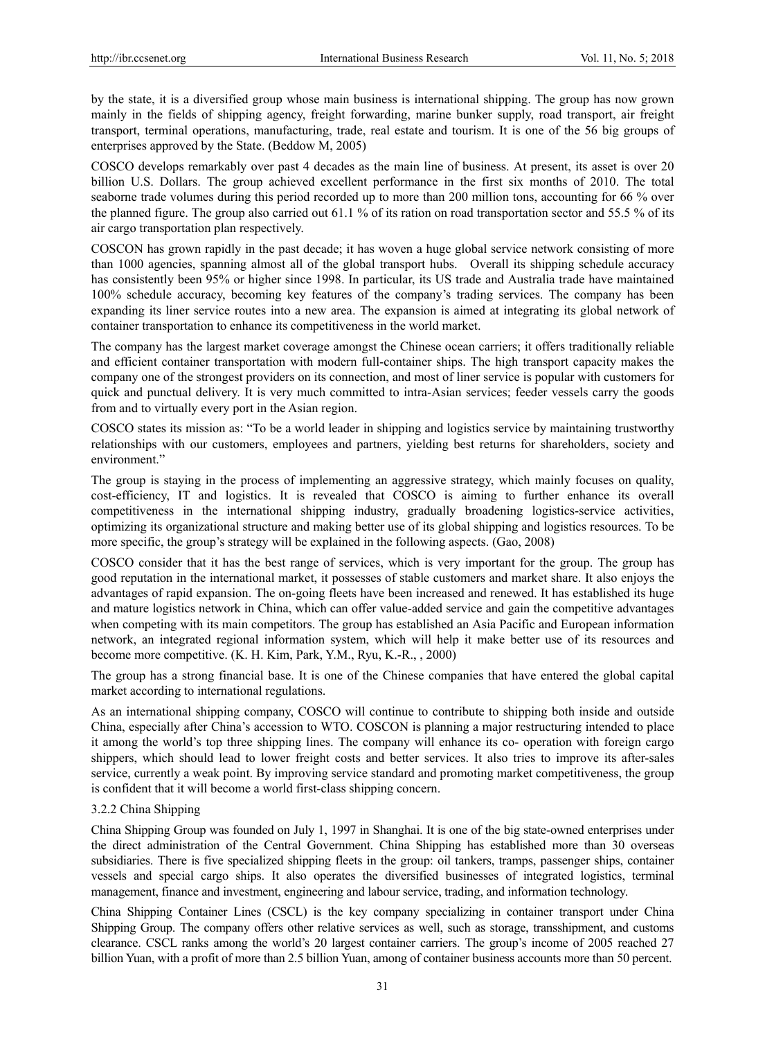by the state, it is a diversified group whose main business is international shipping. The group has now grown mainly in the fields of shipping agency, freight forwarding, marine bunker supply, road transport, air freight transport, terminal operations, manufacturing, trade, real estate and tourism. It is one of the 56 big groups of enterprises approved by the State. (Beddow M, 2005)

COSCO develops remarkably over past 4 decades as the main line of business. At present, its asset is over 20 billion U.S. Dollars. The group achieved excellent performance in the first six months of 2010. The total seaborne trade volumes during this period recorded up to more than 200 million tons, accounting for 66 % over the planned figure. The group also carried out 61.1 % of its ration on road transportation sector and 55.5 % of its air cargo transportation plan respectively.

COSCON has grown rapidly in the past decade; it has woven a huge global service network consisting of more than 1000 agencies, spanning almost all of the global transport hubs. Overall its shipping schedule accuracy has consistently been 95% or higher since 1998. In particular, its US trade and Australia trade have maintained 100% schedule accuracy, becoming key features of the company's trading services. The company has been expanding its liner service routes into a new area. The expansion is aimed at integrating its global network of container transportation to enhance its competitiveness in the world market.

The company has the largest market coverage amongst the Chinese ocean carriers; it offers traditionally reliable and efficient container transportation with modern full-container ships. The high transport capacity makes the company one of the strongest providers on its connection, and most of liner service is popular with customers for quick and punctual delivery. It is very much committed to intra-Asian services; feeder vessels carry the goods from and to virtually every port in the Asian region.

COSCO states its mission as: "To be a world leader in shipping and logistics service by maintaining trustworthy relationships with our customers, employees and partners, yielding best returns for shareholders, society and environment."

The group is staying in the process of implementing an aggressive strategy, which mainly focuses on quality, cost-efficiency, IT and logistics. It is revealed that COSCO is aiming to further enhance its overall competitiveness in the international shipping industry, gradually broadening logistics-service activities, optimizing its organizational structure and making better use of its global shipping and logistics resources. To be more specific, the group's strategy will be explained in the following aspects. (Gao, 2008)

COSCO consider that it has the best range of services, which is very important for the group. The group has good reputation in the international market, it possesses of stable customers and market share. It also enjoys the advantages of rapid expansion. The on-going fleets have been increased and renewed. It has established its huge and mature logistics network in China, which can offer value-added service and gain the competitive advantages when competing with its main competitors. The group has established an Asia Pacific and European information network, an integrated regional information system, which will help it make better use of its resources and become more competitive. (K. H. Kim, Park, Y.M., Ryu, K.-R., , 2000)

The group has a strong financial base. It is one of the Chinese companies that have entered the global capital market according to international regulations.

As an international shipping company, COSCO will continue to contribute to shipping both inside and outside China, especially after China's accession to WTO. COSCON is planning a major restructuring intended to place it among the world's top three shipping lines. The company will enhance its co- operation with foreign cargo shippers, which should lead to lower freight costs and better services. It also tries to improve its after-sales service, currently a weak point. By improving service standard and promoting market competitiveness, the group is confident that it will become a world first-class shipping concern.

#### 3.2.2 China Shipping

China Shipping Group was founded on July 1, 1997 in Shanghai. It is one of the big state-owned enterprises under the direct administration of the Central Government. China Shipping has established more than 30 overseas subsidiaries. There is five specialized shipping fleets in the group: oil tankers, tramps, passenger ships, container vessels and special cargo ships. It also operates the diversified businesses of integrated logistics, terminal management, finance and investment, engineering and labour service, trading, and information technology.

China Shipping Container Lines (CSCL) is the key company specializing in container transport under China Shipping Group. The company offers other relative services as well, such as storage, transshipment, and customs clearance. CSCL ranks among the world's 20 largest container carriers. The group's income of 2005 reached 27 billion Yuan, with a profit of more than 2.5 billion Yuan, among of container business accounts more than 50 percent.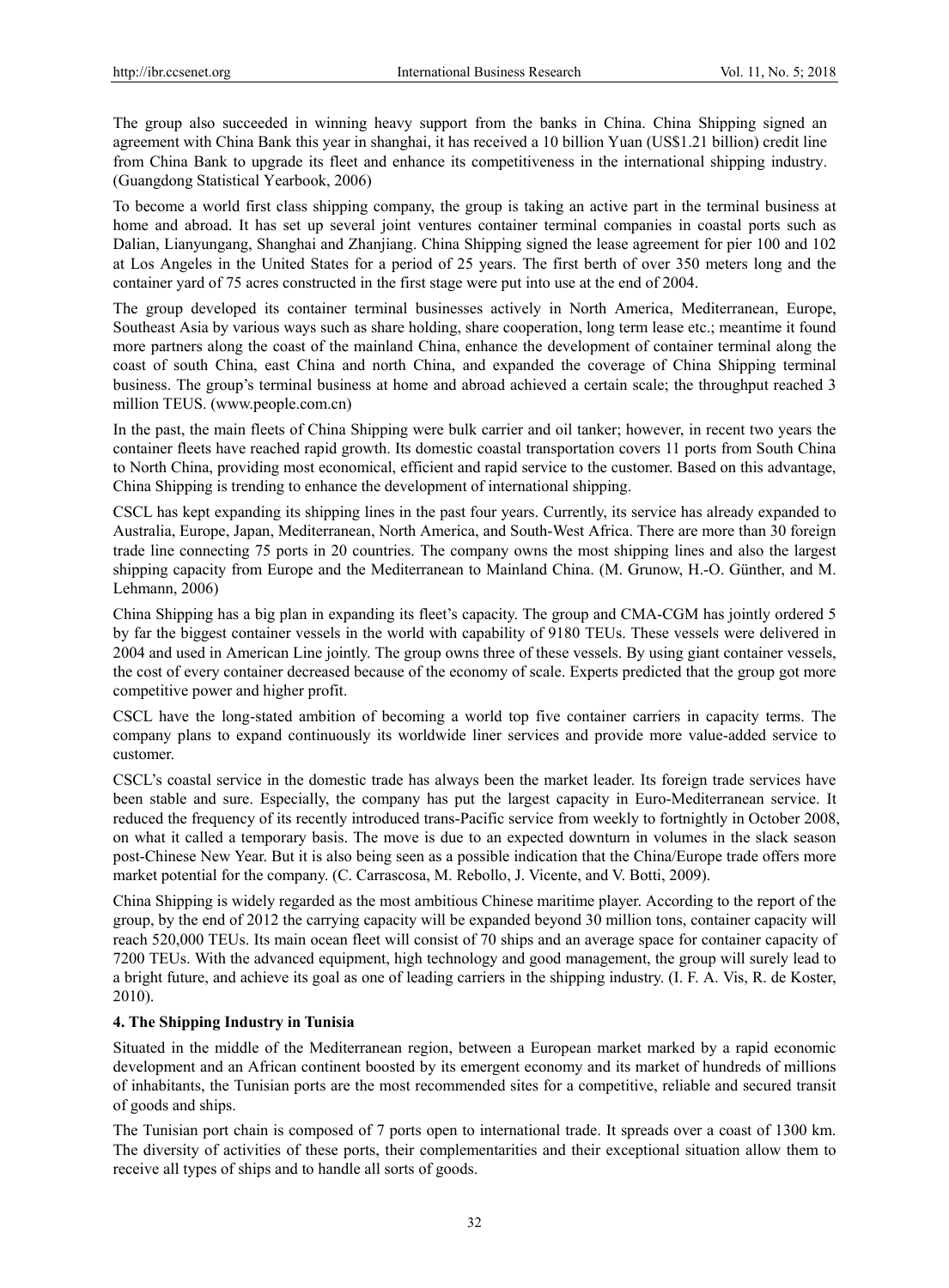The group also succeeded in winning heavy support from the banks in China. China Shipping signed an agreement with China Bank this year in shanghai, it has received a 10 billion Yuan (US$1.21 billion) credit line from China Bank to upgrade its fleet and enhance its competitiveness in the international shipping industry. (Guangdong Statistical Yearbook, 2006)

To become a world first class shipping company, the group is taking an active part in the terminal business at home and abroad. It has set up several joint ventures container terminal companies in coastal ports such as Dalian, Lianyungang, Shanghai and Zhanjiang. China Shipping signed the lease agreement for pier 100 and 102 at Los Angeles in the United States for a period of 25 years. The first berth of over 350 meters long and the container yard of 75 acres constructed in the first stage were put into use at the end of 2004.

The group developed its container terminal businesses actively in North America, Mediterranean, Europe, Southeast Asia by various ways such as share holding, share cooperation, long term lease etc.; meantime it found more partners along the coast of the mainland China, enhance the development of container terminal along the coast of south China, east China and north China, and expanded the coverage of China Shipping terminal business. The group's terminal business at home and abroad achieved a certain scale; the throughput reached 3 million TEUS. (www.people.com.cn)

In the past, the main fleets of China Shipping were bulk carrier and oil tanker; however, in recent two years the container fleets have reached rapid growth. Its domestic coastal transportation covers 11 ports from South China to North China, providing most economical, efficient and rapid service to the customer. Based on this advantage, China Shipping is trending to enhance the development of international shipping.

CSCL has kept expanding its shipping lines in the past four years. Currently, its service has already expanded to Australia, Europe, Japan, Mediterranean, North America, and South-West Africa. There are more than 30 foreign trade line connecting 75 ports in 20 countries. The company owns the most shipping lines and also the largest shipping capacity from Europe and the Mediterranean to Mainland China. (M. Grunow, H.-O. Günther, and M. Lehmann, 2006)

China Shipping has a big plan in expanding its fleet's capacity. The group and CMA-CGM has jointly ordered 5 by far the biggest container vessels in the world with capability of 9180 TEUs. These vessels were delivered in 2004 and used in American Line jointly. The group owns three of these vessels. By using giant container vessels, the cost of every container decreased because of the economy of scale. Experts predicted that the group got more competitive power and higher profit.

CSCL have the long-stated ambition of becoming a world top five container carriers in capacity terms. The company plans to expand continuously its worldwide liner services and provide more value-added service to customer.

CSCL's coastal service in the domestic trade has always been the market leader. Its foreign trade services have been stable and sure. Especially, the company has put the largest capacity in Euro-Mediterranean service. It reduced the frequency of its recently introduced trans-Pacific service from weekly to fortnightly in October 2008, on what it called a temporary basis. The move is due to an expected downturn in volumes in the slack season post-Chinese New Year. But it is also being seen as a possible indication that the China/Europe trade offers more market potential for the company. (C. Carrascosa, M. Rebollo, J. Vicente, and V. Botti, 2009).

China Shipping is widely regarded as the most ambitious Chinese maritime player. According to the report of the group, by the end of 2012 the carrying capacity will be expanded beyond 30 million tons, container capacity will reach 520,000 TEUs. Its main ocean fleet will consist of 70 ships and an average space for container capacity of 7200 TEUs. With the advanced equipment, high technology and good management, the group will surely lead to a bright future, and achieve its goal as one of leading carriers in the shipping industry. (I. F. A. Vis, R. de Koster, 2010).

## 4. The Shipping Industry in Tunisia

Situated in the middle of the Mediterranean region, between a European market marked by a rapid economic development and an African continent boosted by its emergent economy and its market of hundreds of millions of inhabitants, the Tunisian ports are the most recommended sites for a competitive, reliable and secured transit of goods and ships.

The Tunisian port chain is composed of 7 ports open to international trade. It spreads over a coast of 1300 km. The diversity of activities of these ports, their complementarities and their exceptional situation allow them to receive all types of ships and to handle all sorts of goods.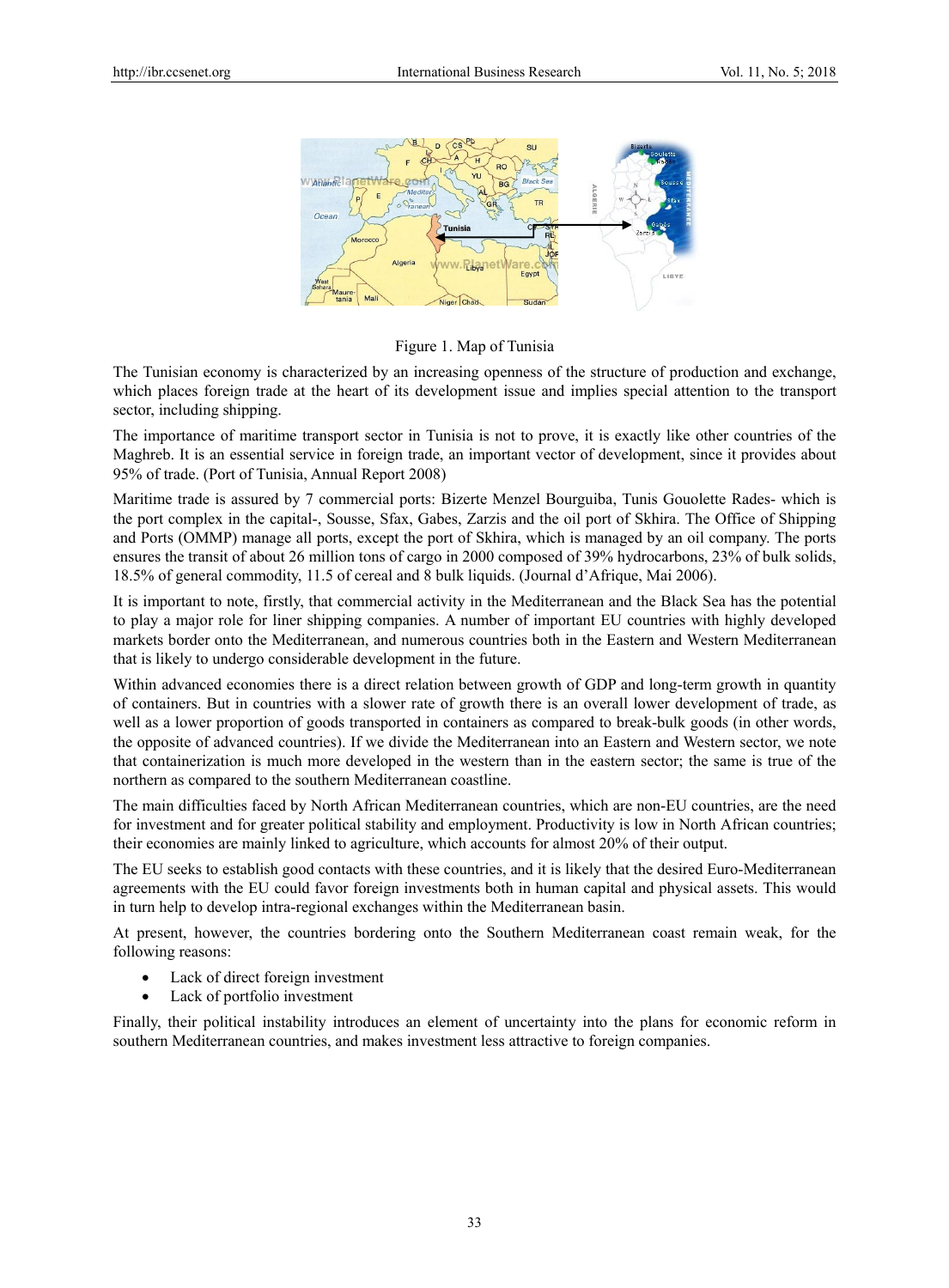Figure 1. Map of Tunisia

The Tunisian economy is characterized by an increasing openness of the structure of production and exchange, which places foreign trade at the heart of its development issue and implies special attention to the transport sector, including shipping.

The importance of maritime transport sector in Tunisia is not to prove, it is exactly like other countries of the Maghreb. It is an essential service in foreign trade, an important vector of development, since it provides about 95% of trade. (Port of Tunisia, Annual Report 2008)

Maritime trade is assured by 7 commercial ports: Bizerte Menzel Bourguiba, Tunis Gouolette Rades- which is the port complex in the capital-, Sousse, Sfax, Gabes, Zarzis and the oil port of Skhira. The Office of Shipping and Ports (OMMP) manage all ports, except the port of Skhira, which is managed by an oil company. The ports ensures the transit of about 26 million tons of cargo in 2000 composed of 39% hydrocarbons, 23% of bulk solids, 18.5% of general commodity, 11.5 of cereal and 8 bulk liquids. (Journal d'Afrique, Mai 2006).

It is important to note, firstly, that commercial activity in the Mediterranean and the Black Sea has the potential to play a major role for liner shipping companies. A number of important EU countries with highly developed markets border onto the Mediterranean, and numerous countries both in the Eastern and Western Mediterranean that is likely to undergo considerable development in the future.

Within advanced economies there is a direct relation between growth of GDP and long-term growth in quantity of containers. But in countries with a slower rate of growth there is an overall lower development of trade, as well as a lower proportion of goods transported in containers as compared to break-bulk goods (in other words, the opposite of advanced countries). If we divide the Mediterranean into an Eastern and Western sector, we note that containerization is much more developed in the western than in the eastern sector; the same is true of the northern as compared to the southern Mediterranean coastline.

The main difficulties faced by North African Mediterranean countries, which are non-EU countries, are the need for investment and for greater political stability and employment. Productivity is low in North African countries; their economies are mainly linked to agriculture, which accounts for almost 20% of their output.

The EU seeks to establish good contacts with these countries, and it is likely that the desired Euro-Mediterranean agreements with the EU could favor foreign investments both in human capital and physical assets. This would in turn help to develop intra-regional exchanges within the Mediterranean basin.

At present, however, the countries bordering onto the Southern Mediterranean coast remain weak, for the following reasons:

- Lack of direct foreign investment
- Lack of portfolio investment

Finally, their political instability introduces an element of uncertainty into the plans for economic reform in southern Mediterranean countries, and makes investment less attractive to foreign companies.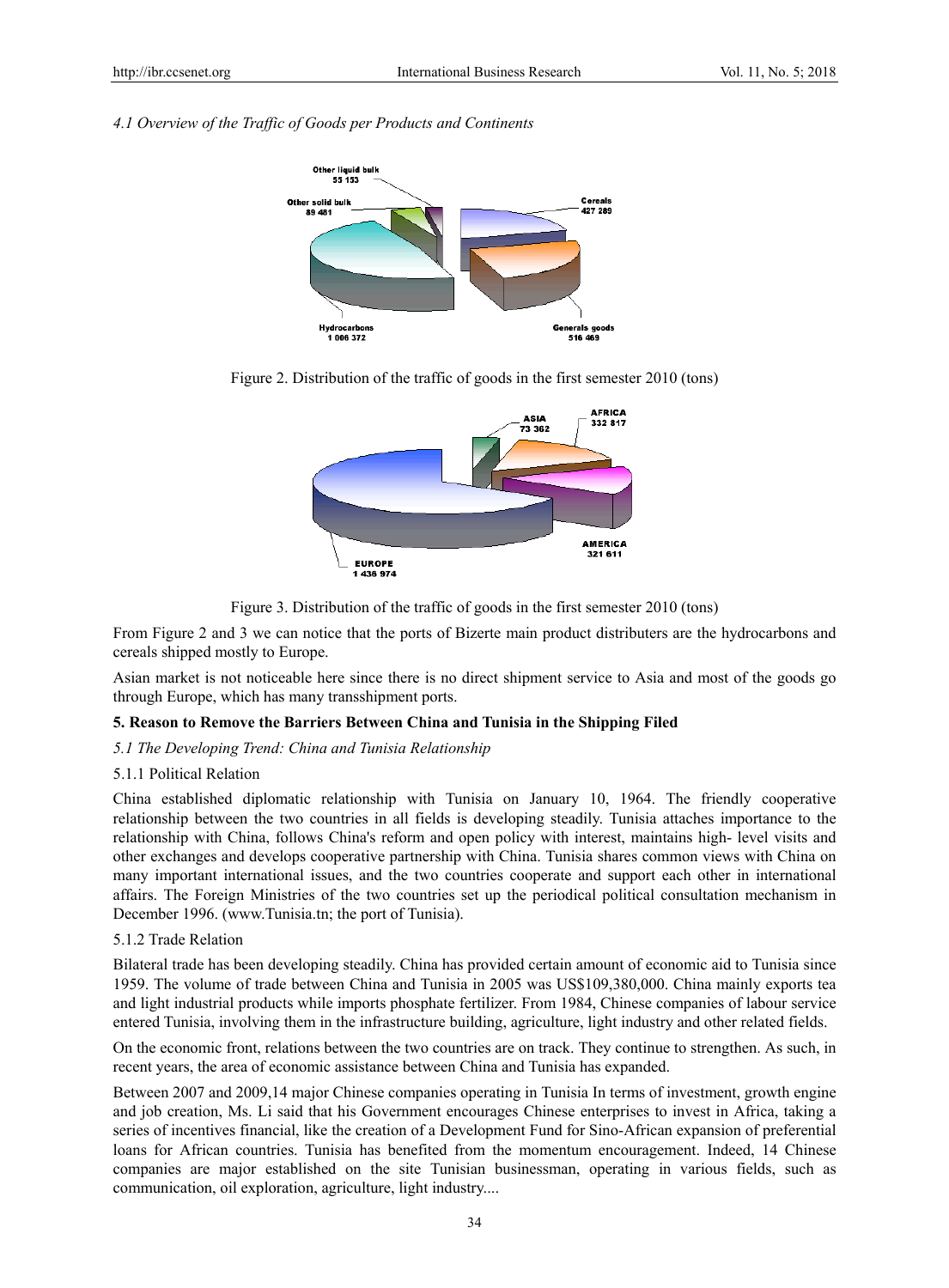### *4.1 Overview of the Traffic of Goods per Products and Continents*

Other liquid bulk 55 153

Other solid bulk 89 481

Cereals 427 289

Hydrocarbons 1 006 372

Generals goods 516 469

Figure 2. Distribution of the traffic of goods in the first semester 2010 (tons)

ASIA 73 362

AFRICA 332 817

AMERICA 321 611

EUROPE 1 436 974

Figure 3. Distribution of the traffic of goods in the first semester 2010 (tons)

From Figure 2 and 3 we can notice that the ports of Bizerte main product distributers are the hydrocarbons and cereals shipped mostly to Europe.

Asian market is not noticeable here since there is no direct shipment service to Asia and most of the goods go through Europe, which has many transshipment ports.

## **5. Reason to Remove the Barriers Between China and Tunisia in the Shipping Filed**

### *5.1 The Developing Trend: China and Tunisia Relationship*

#### 5.1.1 Political Relation

China established diplomatic relationship with Tunisia on January 10, 1964. The friendly cooperative relationship between the two countries in all fields is developing steadily. Tunisia attaches importance to the relationship with China, follows China's reform and open policy with interest, maintains high- level visits and other exchanges and develops cooperative partnership with China. Tunisia shares common views with China on many important international issues, and the two countries cooperate and support each other in international affairs. The Foreign Ministries of the two countries set up the periodical political consultation mechanism in December 1996. (www.Tunisia.tn; the port of Tunisia).

#### 5.1.2 Trade Relation

Bilateral trade has been developing steadily. China has provided certain amount of economic aid to Tunisia since 1959. The volume of trade between China and Tunisia in 2005 was US$109,380,000. China mainly exports tea and light industrial products while imports phosphate fertilizer. From 1984, Chinese companies of labour service entered Tunisia, involving them in the infrastructure building, agriculture, light industry and other related fields.

On the economic front, relations between the two countries are on track. They continue to strengthen. As such, in recent years, the area of economic assistance between China and Tunisia has expanded.

Between 2007 and 2009,14 major Chinese companies operating in Tunisia In terms of investment, growth engine and job creation, Ms. Li said that his Government encourages Chinese enterprises to invest in Africa, taking a series of incentives financial, like the creation of a Development Fund for Sino-African expansion of preferential loans for African countries. Tunisia has benefited from the momentum encouragement. Indeed, 14 Chinese companies are major established on the site Tunisian businessman, operating in various fields, such as communication, oil exploration, agriculture, light industry....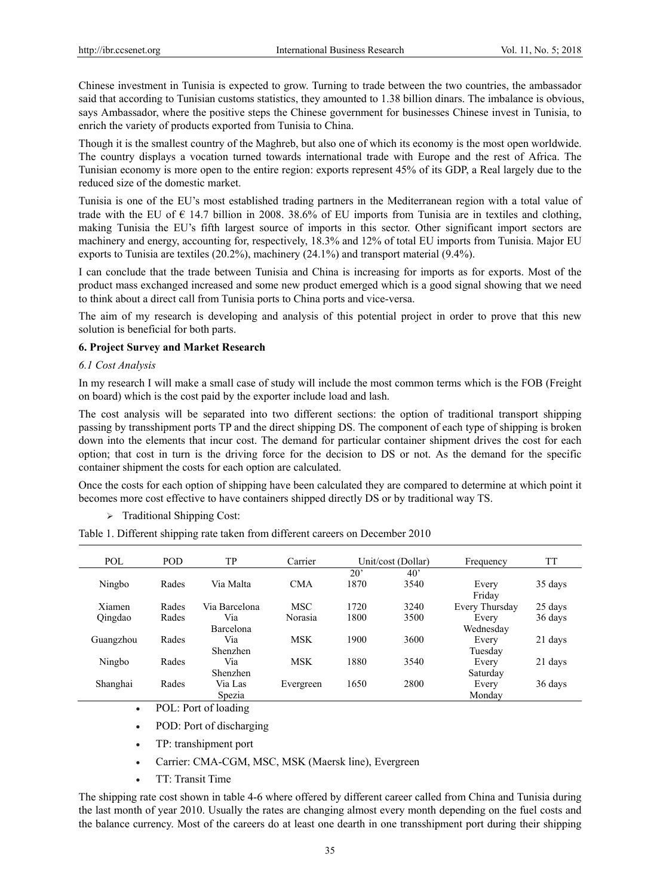Chinese investment in Tunisia is expected to grow. Turning to trade between the two countries, the ambassador said that according to Tunisian customs statistics, they amounted to 1.38 billion dinars. The imbalance is obvious, says Ambassador, where the positive steps the Chinese government for businesses Chinese invest in Tunisia, to enrich the variety of products exported from Tunisia to China.

Though it is the smallest country of the Maghreb, but also one of which its economy is the most open worldwide. The country displays a vocation turned towards international trade with Europe and the rest of Africa. The Tunisian economy is more open to the entire region: exports represent 45% of its GDP, a Real largely due to the reduced size of the domestic market.

Tunisia is one of the EU's most established trading partners in the Mediterranean region with a total value of trade with the EU of € 14.7 billion in 2008. 38.6% of EU imports from Tunisia are in textiles and clothing, making Tunisia the EU's fifth largest source of imports in this sector. Other significant import sectors are machinery and energy, accounting for, respectively, 18.3% and 12% of total EU imports from Tunisia. Major EU exports to Tunisia are textiles (20.2%), machinery (24.1%) and transport material (9.4%).

I can conclude that the trade between Tunisia and China is increasing for imports as for exports. Most of the product mass exchanged increased and some new product emerged which is a good signal showing that we need to think about a direct call from Tunisia ports to China ports and vice-versa.

The aim of my research is developing and analysis of this potential project in order to prove that this new solution is beneficial for both parts.

## 6. Project Survey and Market Research

### *6.1 Cost Analysis*

In my research I will make a small case of study will include the most common terms which is the FOB (Freight on board) which is the cost paid by the exporter include load and lash.

The cost analysis will be separated into two different sections: the option of traditional transport shipping passing by transshipment ports TP and the direct shipping DS. The component of each type of shipping is broken down into the elements that incur cost. The demand for particular container shipment drives the cost for each option; that cost in turn is the driving force for the decision to DS or not. As the demand for the specific container shipment the costs for each option are calculated.

Once the costs for each option of shipping have been calculated they are compared to determine at which point it becomes more cost effective to have containers shipped directly DS or by traditional way TS.

- Traditional Shipping Cost:

Table 1. Different shipping rate taken from different careers on December 2010

| POL | POD | TP | Carrier | Unit/cost (Dollar) | | Frequency | TT |
|---|---|---|---|---|---|---|---|
| | | | | 20' | 40' | | |
| Ningbo | Rades | Via Malta | CMA | 1870 | 3540 | Every Friday | 35 days |
| Xiamen | Rades | Via Barcelona | MSC | 1720 | 3240 | Every Thursday | 25 days |
| Qingdao | Rades | Via Barcelona | Norasia | 1800 | 3500 | Every Wednesday | 36 days |
| Guangzhou | Rades | Via Shenzhen | MSK | 1900 | 3600 | Every Tuesday | 21 days |
| Ningbo | Rades | Via Shenzhen | MSK | 1880 | 3540 | Every Saturday | 21 days |
| Shanghai | Rades | Via Las Spezia | Evergreen | 1650 | 2800 | Every Monday | 36 days |

- POL: Port of loading
- POD: Port of discharging
- TP: transhipment port
- Carrier: CMA-CGM, MSC, MSK (Maersk line), Evergreen
- TT: Transit Time

The shipping rate cost shown in table 4-6 where offered by different career called from China and Tunisia during the last month of year 2010. Usually the rates are changing almost every month depending on the fuel costs and the balance currency. Most of the careers do at least one dearth in one transshipment port during their shipping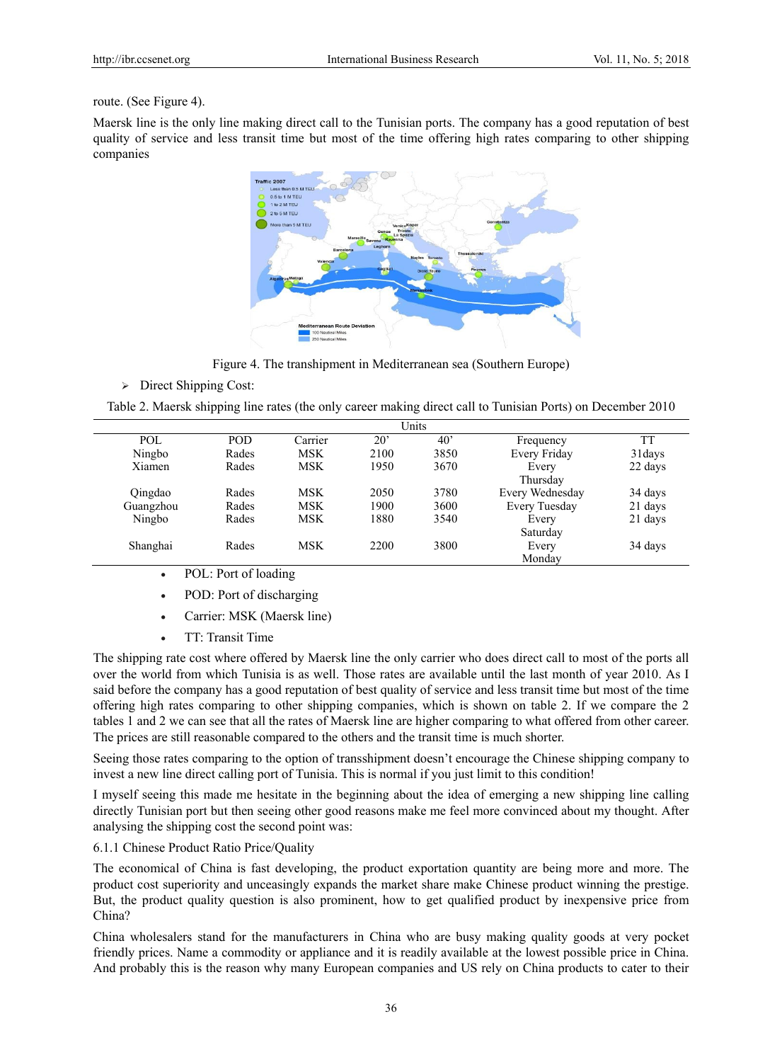route. (See Figure 4).

Maersk line is the only line making direct call to the Tunisian ports. The company has a good reputation of best quality of service and less transit time but most of the time offering high rates comparing to other shipping companies

Figure 4. The transhipment in Mediterranean sea (Southern Europe)

- Direct Shipping Cost:

Table 2. Maersk shipping line rates (the only career making direct call to Tunisian Ports) on December 2010

| | | | Units | | | |
|---|---|---|---|---|---|---|
| POL | POD | Carrier | 20' | 40' | Frequency | TT |
| Ningbo | Rades | MSK | 2100 | 3850 | Every Friday | 31days |
| Xiamen | Rades | MSK | 1950 | 3670 | Every Thursday | 22 days |
| Qingdao | Rades | MSK | 2050 | 3780 | Every Wednesday | 34 days |
| Guangzhou | Rades | MSK | 1900 | 3600 | Every Tuesday | 21 days |
| Ningbo | Rades | MSK | 1880 | 3540 | Every Saturday | 21 days |
| Shanghai | Rades | MSK | 2200 | 3800 | Every Monday | 34 days |

- POL: Port of loading
- POD: Port of discharging
- Carrier: MSK (Maersk line)
- TT: Transit Time

The shipping rate cost where offered by Maersk line the only carrier who does direct call to most of the ports all over the world from which Tunisia is as well. Those rates are available until the last month of year 2010. As I said before the company has a good reputation of best quality of service and less transit time but most of the time offering high rates comparing to other shipping companies, which is shown on table 2. If we compare the 2 tables 1 and 2 we can see that all the rates of Maersk line are higher comparing to what offered from other career. The prices are still reasonable compared to the others and the transit time is much shorter.

Seeing those rates comparing to the option of transshipment doesn't encourage the Chinese shipping company to invest a new line direct calling port of Tunisia. This is normal if you just limit to this condition!

I myself seeing this made me hesitate in the beginning about the idea of emerging a new shipping line calling directly Tunisian port but then seeing other good reasons make me feel more convinced about my thought. After analysing the shipping cost the second point was:

6.1.1 Chinese Product Ratio Price/Quality

The economical of China is fast developing, the product exportation quantity are being more and more. The product cost superiority and unceasingly expands the market share make Chinese product winning the prestige. But, the product quality question is also prominent, how to get qualified product by inexpensive price from China?

China wholesalers stand for the manufacturers in China who are busy making quality goods at very pocket friendly prices. Name a commodity or appliance and it is readily available at the lowest possible price in China. And probably this is the reason why many European companies and US rely on China products to cater to their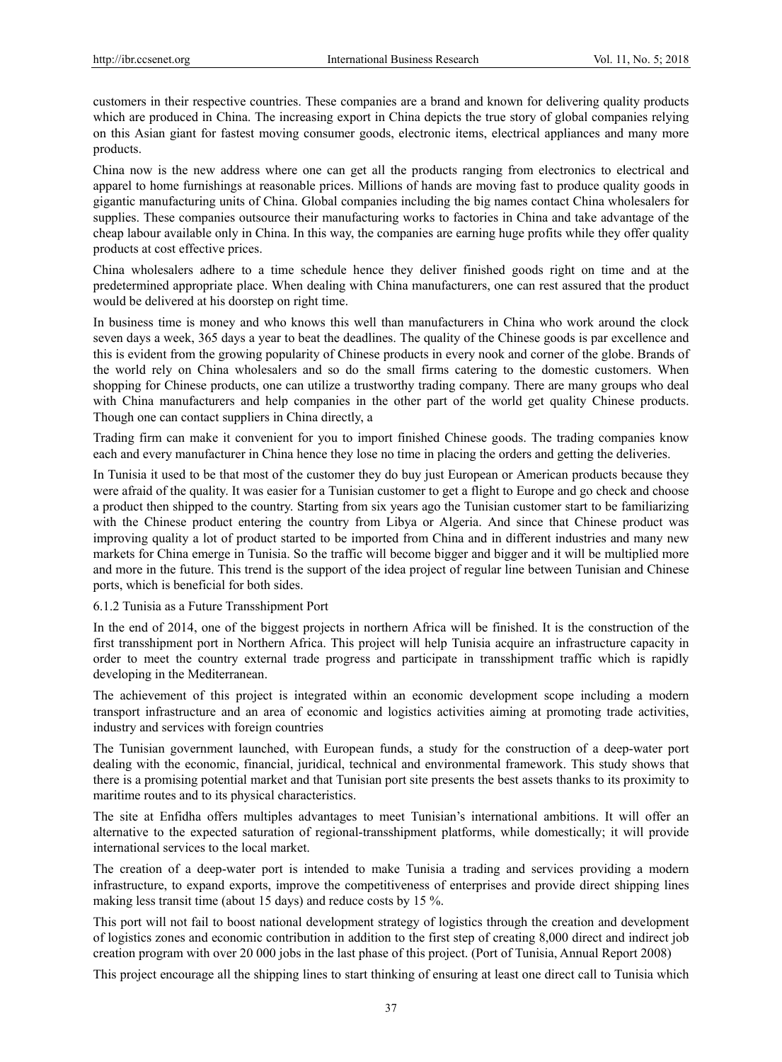customers in their respective countries. These companies are a brand and known for delivering quality products which are produced in China. The increasing export in China depicts the true story of global companies relying on this Asian giant for fastest moving consumer goods, electronic items, electrical appliances and many more products.

China now is the new address where one can get all the products ranging from electronics to electrical and apparel to home furnishings at reasonable prices. Millions of hands are moving fast to produce quality goods in gigantic manufacturing units of China. Global companies including the big names contact China wholesalers for supplies. These companies outsource their manufacturing works to factories in China and take advantage of the cheap labour available only in China. In this way, the companies are earning huge profits while they offer quality products at cost effective prices.

China wholesalers adhere to a time schedule hence they deliver finished goods right on time and at the predetermined appropriate place. When dealing with China manufacturers, one can rest assured that the product would be delivered at his doorstep on right time.

In business time is money and who knows this well than manufacturers in China who work around the clock seven days a week, 365 days a year to beat the deadlines. The quality of the Chinese goods is par excellence and this is evident from the growing popularity of Chinese products in every nook and corner of the globe. Brands of the world rely on China wholesalers and so do the small firms catering to the domestic customers. When shopping for Chinese products, one can utilize a trustworthy trading company. There are many groups who deal with China manufacturers and help companies in the other part of the world get quality Chinese products. Though one can contact suppliers in China directly, a

Trading firm can make it convenient for you to import finished Chinese goods. The trading companies know each and every manufacturer in China hence they lose no time in placing the orders and getting the deliveries.

In Tunisia it used to be that most of the customer they do buy just European or American products because they were afraid of the quality. It was easier for a Tunisian customer to get a flight to Europe and go check and choose a product then shipped to the country. Starting from six years ago the Tunisian customer start to be familiarizing with the Chinese product entering the country from Libya or Algeria. And since that Chinese product was improving quality a lot of product started to be imported from China and in different industries and many new markets for China emerge in Tunisia. So the traffic will become bigger and bigger and it will be multiplied more and more in the future. This trend is the support of the idea project of regular line between Tunisian and Chinese ports, which is beneficial for both sides.

### 6.1.2 Tunisia as a Future Transshipment Port

In the end of 2014, one of the biggest projects in northern Africa will be finished. It is the construction of the first transshipment port in Northern Africa. This project will help Tunisia acquire an infrastructure capacity in order to meet the country external trade progress and participate in transshipment traffic which is rapidly developing in the Mediterranean.

The achievement of this project is integrated within an economic development scope including a modern transport infrastructure and an area of economic and logistics activities aiming at promoting trade activities, industry and services with foreign countries

The Tunisian government launched, with European funds, a study for the construction of a deep-water port dealing with the economic, financial, juridical, technical and environmental framework. This study shows that there is a promising potential market and that Tunisian port site presents the best assets thanks to its proximity to maritime routes and to its physical characteristics.

The site at Enfidha offers multiples advantages to meet Tunisian's international ambitions. It will offer an alternative to the expected saturation of regional-transshipment platforms, while domestically; it will provide international services to the local market.

The creation of a deep-water port is intended to make Tunisia a trading and services providing a modern infrastructure, to expand exports, improve the competitiveness of enterprises and provide direct shipping lines making less transit time (about 15 days) and reduce costs by 15 %.

This port will not fail to boost national development strategy of logistics through the creation and development of logistics zones and economic contribution in addition to the first step of creating 8,000 direct and indirect job creation program with over 20 000 jobs in the last phase of this project. (Port of Tunisia, Annual Report 2008)

This project encourage all the shipping lines to start thinking of ensuring at least one direct call to Tunisia which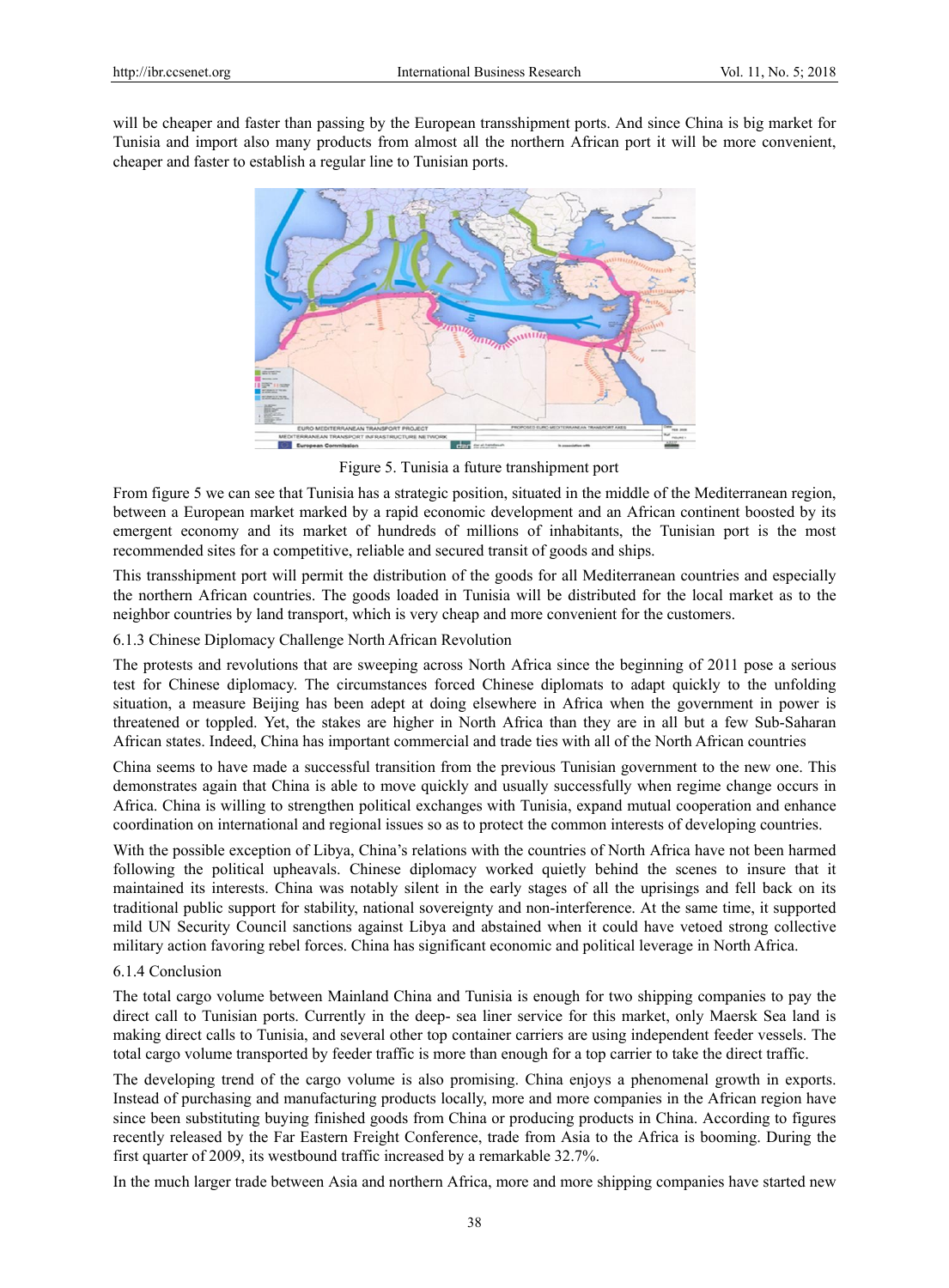will be cheaper and faster than passing by the European transshipment ports. And since China is big market for Tunisia and import also many products from almost all the northern African port it will be more convenient, cheaper and faster to establish a regular line to Tunisian ports.

Figure 5. Tunisia a future transhipment port

From figure 5 we can see that Tunisia has a strategic position, situated in the middle of the Mediterranean region, between a European market marked by a rapid economic development and an African continent boosted by its emergent economy and its market of hundreds of millions of inhabitants, the Tunisian port is the most recommended sites for a competitive, reliable and secured transit of goods and ships.

This transshipment port will permit the distribution of the goods for all Mediterranean countries and especially the northern African countries. The goods loaded in Tunisia will be distributed for the local market as to the neighbor countries by land transport, which is very cheap and more convenient for the customers.

#### 6.1.3 Chinese Diplomacy Challenge North African Revolution

The protests and revolutions that are sweeping across North Africa since the beginning of 2011 pose a serious test for Chinese diplomacy. The circumstances forced Chinese diplomats to adapt quickly to the unfolding situation, a measure Beijing has been adept at doing elsewhere in Africa when the government in power is threatened or toppled. Yet, the stakes are higher in North Africa than they are in all but a few Sub-Saharan African states. Indeed, China has important commercial and trade ties with all of the North African countries

China seems to have made a successful transition from the previous Tunisian government to the new one. This demonstrates again that China is able to move quickly and usually successfully when regime change occurs in Africa. China is willing to strengthen political exchanges with Tunisia, expand mutual cooperation and enhance coordination on international and regional issues so as to protect the common interests of developing countries.

With the possible exception of Libya, China's relations with the countries of North Africa have not been harmed following the political upheavals. Chinese diplomacy worked quietly behind the scenes to insure that it maintained its interests. China was notably silent in the early stages of all the uprisings and fell back on its traditional public support for stability, national sovereignty and non-interference. At the same time, it supported mild UN Security Council sanctions against Libya and abstained when it could have vetoed strong collective military action favoring rebel forces. China has significant economic and political leverage in North Africa.

#### 6.1.4 Conclusion

The total cargo volume between Mainland China and Tunisia is enough for two shipping companies to pay the direct call to Tunisian ports. Currently in the deep- sea liner service for this market, only Maersk Sea land is making direct calls to Tunisia, and several other top container carriers are using independent feeder vessels. The total cargo volume transported by feeder traffic is more than enough for a top carrier to take the direct traffic.

The developing trend of the cargo volume is also promising. China enjoys a phenomenal growth in exports. Instead of purchasing and manufacturing products locally, more and more companies in the African region have since been substituting buying finished goods from China or producing products in China. According to figures recently released by the Far Eastern Freight Conference, trade from Asia to the Africa is booming. During the first quarter of 2009, its westbound traffic increased by a remarkable 32.7%.

In the much larger trade between Asia and northern Africa, more and more shipping companies have started new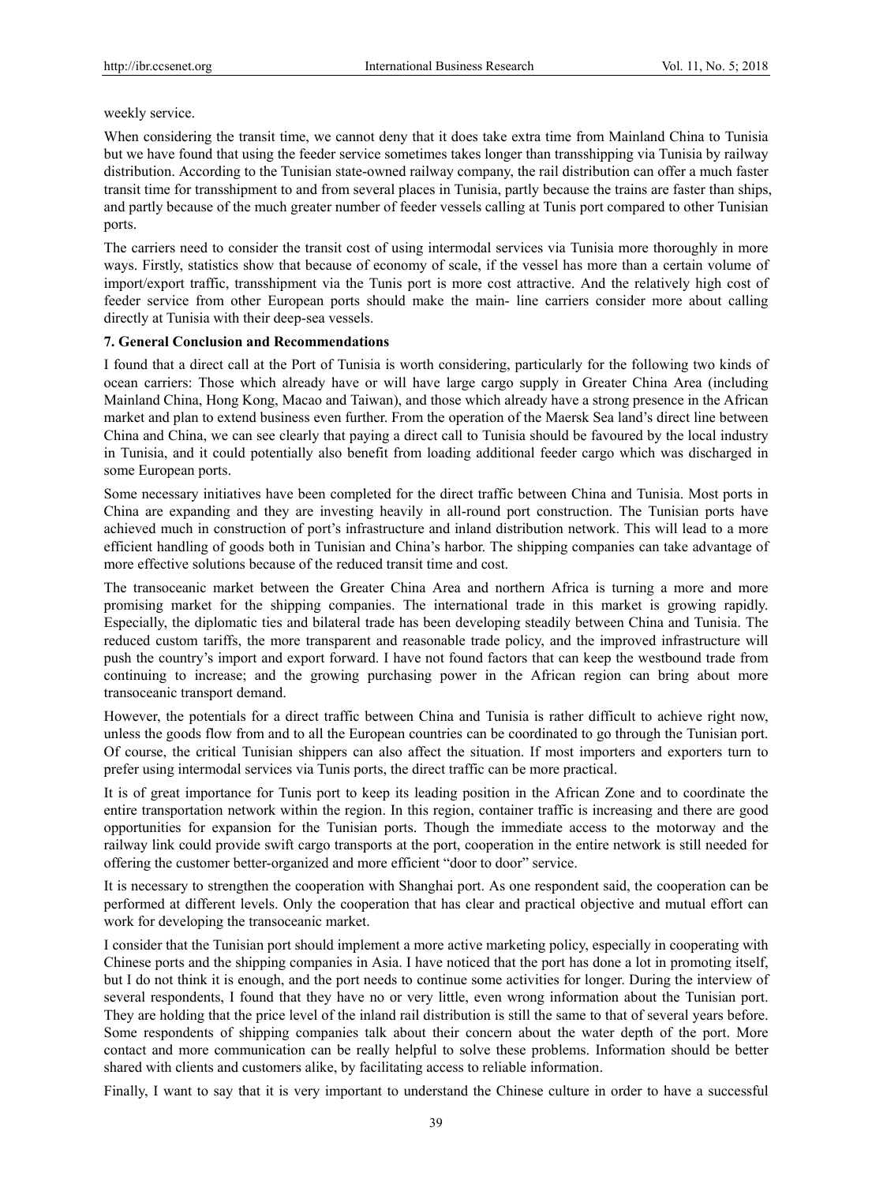weekly service.

When considering the transit time, we cannot deny that it does take extra time from Mainland China to Tunisia but we have found that using the feeder service sometimes takes longer than transshipping via Tunisia by railway distribution. According to the Tunisian state-owned railway company, the rail distribution can offer a much faster transit time for transshipment to and from several places in Tunisia, partly because the trains are faster than ships, and partly because of the much greater number of feeder vessels calling at Tunis port compared to other Tunisian ports.

The carriers need to consider the transit cost of using intermodal services via Tunisia more thoroughly in more ways. Firstly, statistics show that because of economy of scale, if the vessel has more than a certain volume of import/export traffic, transshipment via the Tunis port is more cost attractive. And the relatively high cost of feeder service from other European ports should make the main- line carriers consider more about calling directly at Tunisia with their deep-sea vessels.

**7. General Conclusion and Recommendations**

I found that a direct call at the Port of Tunisia is worth considering, particularly for the following two kinds of ocean carriers: Those which already have or will have large cargo supply in Greater China Area (including Mainland China, Hong Kong, Macao and Taiwan), and those which already have a strong presence in the African market and plan to extend business even further. From the operation of the Maersk Sea land's direct line between China and China, we can see clearly that paying a direct call to Tunisia should be favoured by the local industry in Tunisia, and it could potentially also benefit from loading additional feeder cargo which was discharged in some European ports.

Some necessary initiatives have been completed for the direct traffic between China and Tunisia. Most ports in China are expanding and they are investing heavily in all-round port construction. The Tunisian ports have achieved much in construction of port's infrastructure and inland distribution network. This will lead to a more efficient handling of goods both in Tunisian and China's harbor. The shipping companies can take advantage of more effective solutions because of the reduced transit time and cost.

The transoceanic market between the Greater China Area and northern Africa is turning a more and more promising market for the shipping companies. The international trade in this market is growing rapidly. Especially, the diplomatic ties and bilateral trade has been developing steadily between China and Tunisia. The reduced custom tariffs, the more transparent and reasonable trade policy, and the improved infrastructure will push the country's import and export forward. I have not found factors that can keep the westbound trade from continuing to increase; and the growing purchasing power in the African region can bring about more transoceanic transport demand.

However, the potentials for a direct traffic between China and Tunisia is rather difficult to achieve right now, unless the goods flow from and to all the European countries can be coordinated to go through the Tunisian port. Of course, the critical Tunisian shippers can also affect the situation. If most importers and exporters turn to prefer using intermodal services via Tunis ports, the direct traffic can be more practical.

It is of great importance for Tunis port to keep its leading position in the African Zone and to coordinate the entire transportation network within the region. In this region, container traffic is increasing and there are good opportunities for expansion for the Tunisian ports. Though the immediate access to the motorway and the railway link could provide swift cargo transports at the port, cooperation in the entire network is still needed for offering the customer better-organized and more efficient "door to door" service.

It is necessary to strengthen the cooperation with Shanghai port. As one respondent said, the cooperation can be performed at different levels. Only the cooperation that has clear and practical objective and mutual effort can work for developing the transoceanic market.

I consider that the Tunisian port should implement a more active marketing policy, especially in cooperating with Chinese ports and the shipping companies in Asia. I have noticed that the port has done a lot in promoting itself, but I do not think it is enough, and the port needs to continue some activities for longer. During the interview of several respondents, I found that they have no or very little, even wrong information about the Tunisian port. They are holding that the price level of the inland rail distribution is still the same to that of several years before. Some respondents of shipping companies talk about their concern about the water depth of the port. More contact and more communication can be really helpful to solve these problems. Information should be better shared with clients and customers alike, by facilitating access to reliable information.

Finally, I want to say that it is very important to understand the Chinese culture in order to have a successful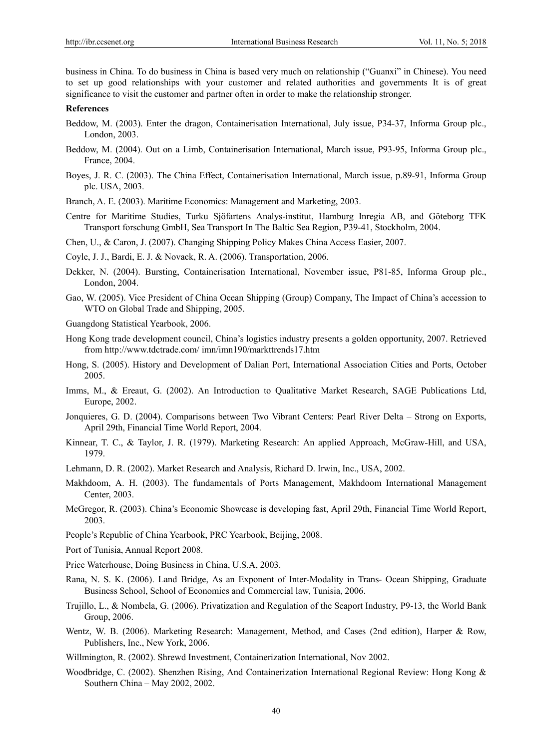business in China. To do business in China is based very much on relationship ("Guanxi" in Chinese). You need to set up good relationships with your customer and related authorities and governments It is of great significance to visit the customer and partner often in order to make the relationship stronger.

**References**

Beddow, M. (2003). Enter the dragon, Containerisation International, July issue, P34-37, Informa Group plc., London, 2003.

Beddow, M. (2004). Out on a Limb, Containerisation International, March issue, P93-95, Informa Group plc., France, 2004.

Boyes, J. R. C. (2003). The China Effect, Containerisation International, March issue, p.89-91, Informa Group plc. USA, 2003.

Branch, A. E. (2003). Maritime Economics: Management and Marketing, 2003.

Centre for Maritime Studies, Turku Sjöfartens Analys-institut, Hamburg Inregia AB, and Göteborg TFK Transport forschung GmbH, Sea Transport In The Baltic Sea Region, P39-41, Stockholm, 2004.

Chen, U., & Caron, J. (2007). Changing Shipping Policy Makes China Access Easier, 2007.

Coyle, J. J., Bardi, E. J. & Novack, R. A. (2006). Transportation, 2006.

Dekker, N. (2004). Bursting, Containerisation International, November issue, P81-85, Informa Group plc., London, 2004.

Gao, W. (2005). Vice President of China Ocean Shipping (Group) Company, The Impact of China's accession to WTO on Global Trade and Shipping, 2005.

Guangdong Statistical Yearbook, 2006.

Hong Kong trade development council, China's logistics industry presents a golden opportunity, 2007. Retrieved from http://www.tdctrade.com/ imn/imn190/markttrends17.htm

Hong, S. (2005). History and Development of Dalian Port, International Association Cities and Ports, October 2005.

Imms, M., & Ereaut, G. (2002). An Introduction to Qualitative Market Research, SAGE Publications Ltd, Europe, 2002.

Jonquieres, G. D. (2004). Comparisons between Two Vibrant Centers: Pearl River Delta – Strong on Exports, April 29th, Financial Time World Report, 2004.

Kinnear, T. C., & Taylor, J. R. (1979). Marketing Research: An applied Approach, McGraw-Hill, and USA, 1979.

Lehmann, D. R. (2002). Market Research and Analysis, Richard D. Irwin, Inc., USA, 2002.

Makhdoom, A. H. (2003). The fundamentals of Ports Management, Makhdoom International Management Center, 2003.

McGregor, R. (2003). China's Economic Showcase is developing fast, April 29th, Financial Time World Report, 2003.

People's Republic of China Yearbook, PRC Yearbook, Beijing, 2008.

Port of Tunisia, Annual Report 2008.

Price Waterhouse, Doing Business in China, U.S.A, 2003.

Rana, N. S. K. (2006). Land Bridge, As an Exponent of Inter-Modality in Trans- Ocean Shipping, Graduate Business School, School of Economics and Commercial law, Tunisia, 2006.

Trujillo, L., & Nombela, G. (2006). Privatization and Regulation of the Seaport Industry, P9-13, the World Bank Group, 2006.

Wentz, W. B. (2006). Marketing Research: Management, Method, and Cases (2nd edition), Harper & Row, Publishers, Inc., New York, 2006.

Willmington, R. (2002). Shrewd Investment, Containerization International, Nov 2002.

Woodbridge, C. (2002). Shenzhen Rising, And Containerization International Regional Review: Hong Kong & Southern China – May 2002, 2002.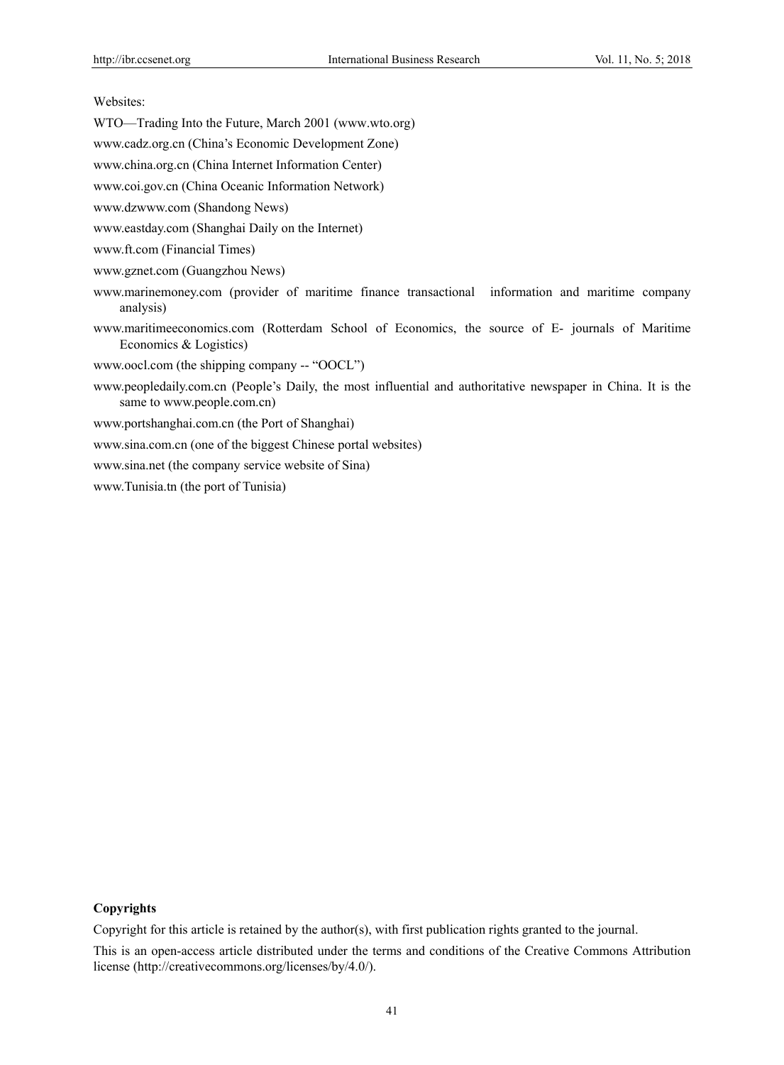Websites:

WTO—Trading Into the Future, March 2001 (www.wto.org)

www.cadz.org.cn (China's Economic Development Zone)

www.china.org.cn (China Internet Information Center)

www.coi.gov.cn (China Oceanic Information Network)

www.dzwww.com (Shandong News)

www.eastday.com (Shanghai Daily on the Internet)

www.ft.com (Financial Times)

www.gznet.com (Guangzhou News)

www.marinemoney.com (provider of maritime finance transactional information and maritime company analysis)

www.maritimeeconomics.com (Rotterdam School of Economics, the source of E- journals of Maritime Economics & Logistics)

www.oocl.com (the shipping company -- "OOCL")

www.peopledaily.com.cn (People's Daily, the most influential and authoritative newspaper in China. It is the same to www.people.com.cn)

www.portshanghai.com.cn (the Port of Shanghai)

www.sina.com.cn (one of the biggest Chinese portal websites)

www.sina.net (the company service website of Sina)

www.Tunisia.tn (the port of Tunisia)

**Copyrights**

Copyright for this article is retained by the author(s), with first publication rights granted to the journal.

This is an open-access article distributed under the terms and conditions of the Creative Commons Attribution license (http://creativecommons.org/licenses/by/4.0/).